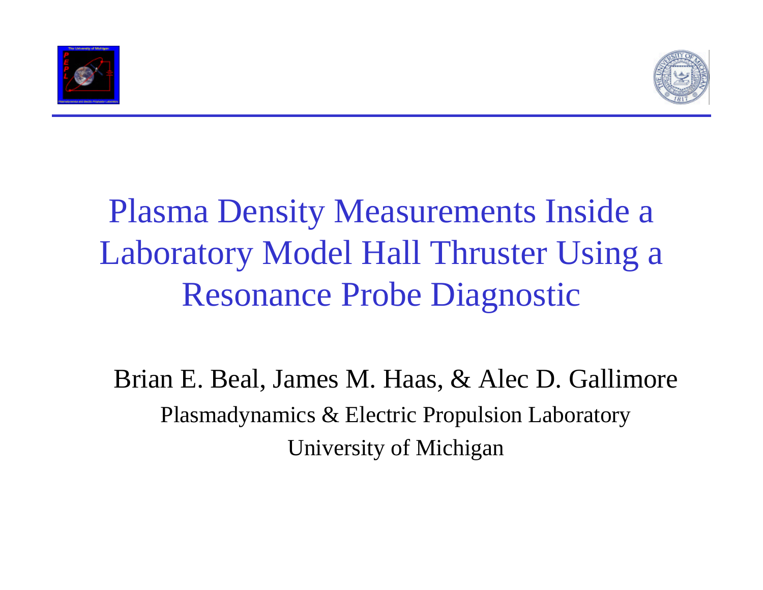# Plasma Density Measurements Inside a Laboratory Model Hall Thruster Using a Resonance Probe Diagnostic

Brian E. Beal, James M. Haas, & Alec D. Gallimore

Plasmadynamics & Electric Propulsion Laboratory

University of Michigan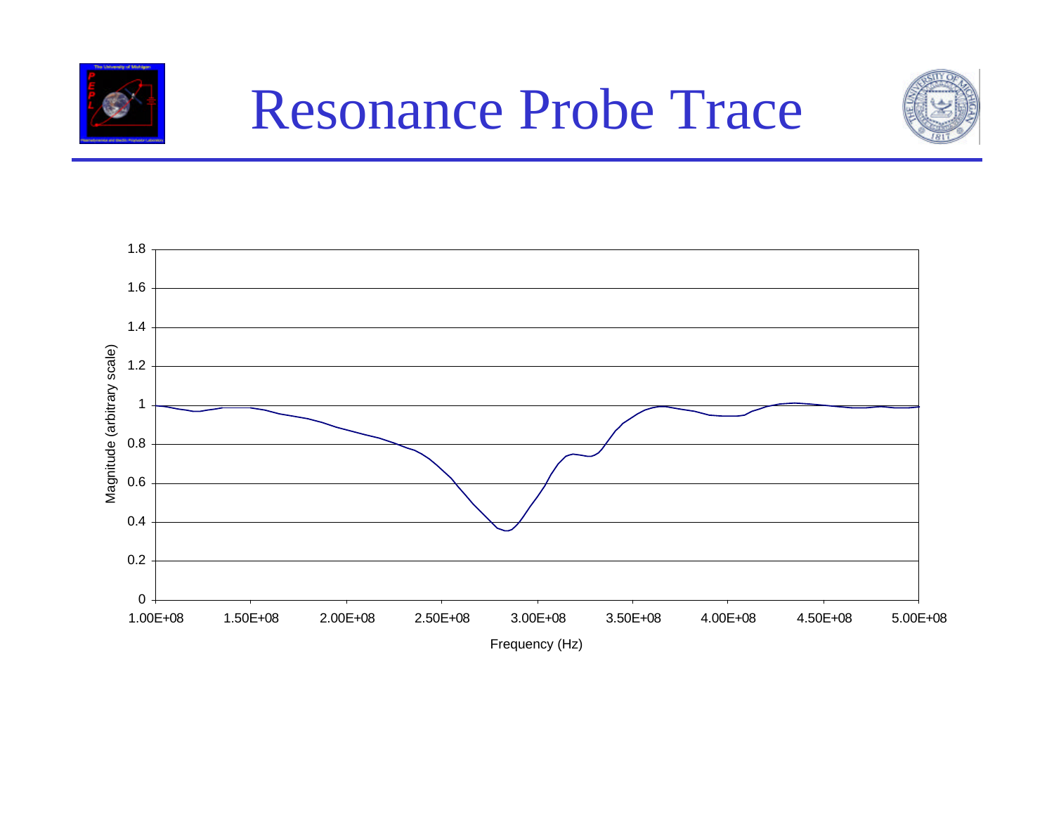# Resonance Probe Trace

Magnitude (arbitrary scale)

1.8, 1.6, 1.4, 1.2, 1, 0.8, 0.6, 0.4, 0.2, 0

1.00E+08, 1.50E+08, 2.00E+08, 2.50E+08, 3.00E+08, 3.50E+08, 4.00E+08, 4.50E+08, 5.00E+08

Frequency (Hz)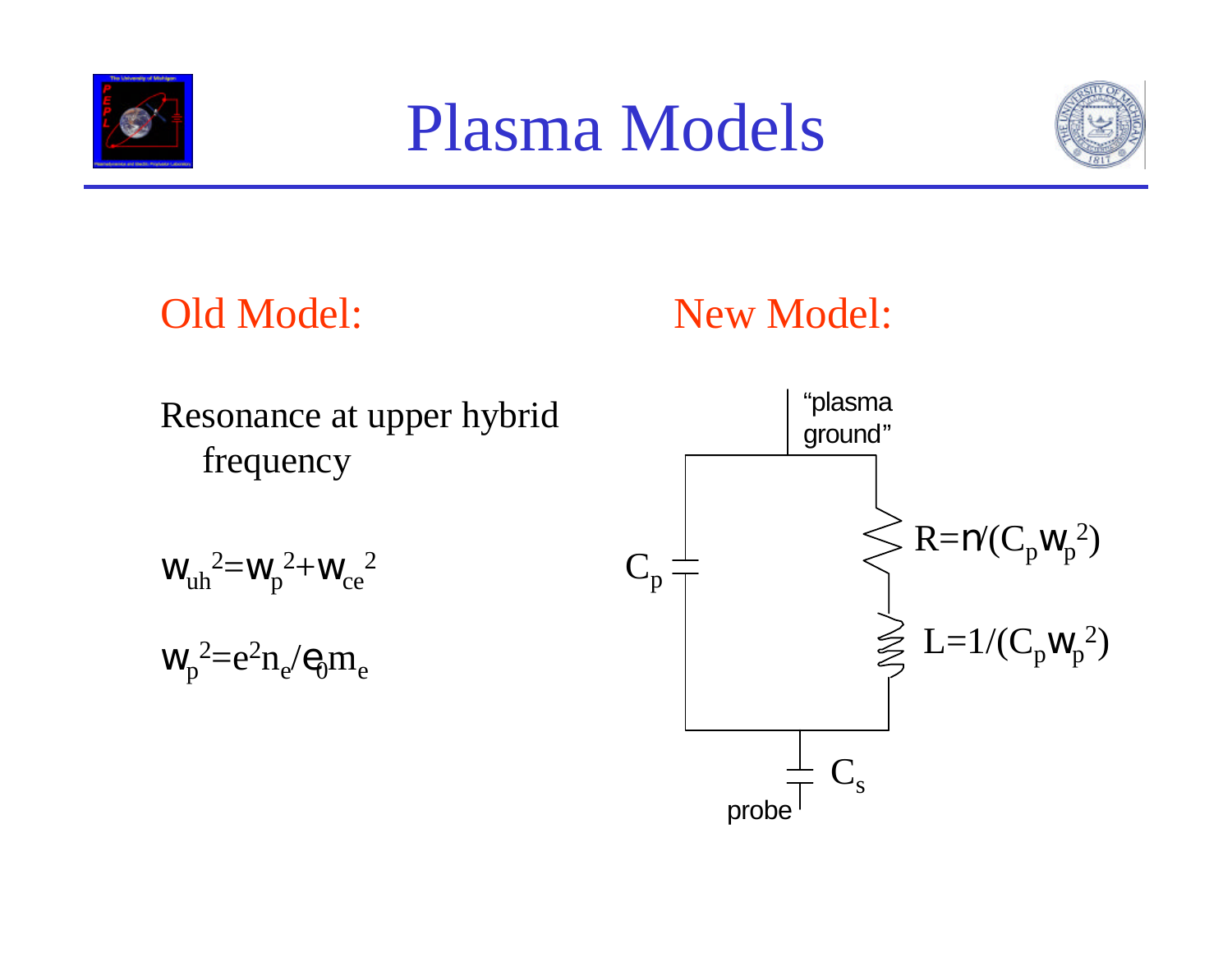# Plasma Models

## Old Model:

Resonance at upper hybrid frequency

$$\omega_{uh}^2=\omega_p^2+\omega_{ce}^2$$

$$\omega_p^2=e^2 n_e/\varepsilon_0 m_e$$

## New Model:

"plasma ground"

$C_p$

$R=\nu/(C_p\omega_p^2)$

$L=1/(C_p\omega_p^2)$

$C_s$

probe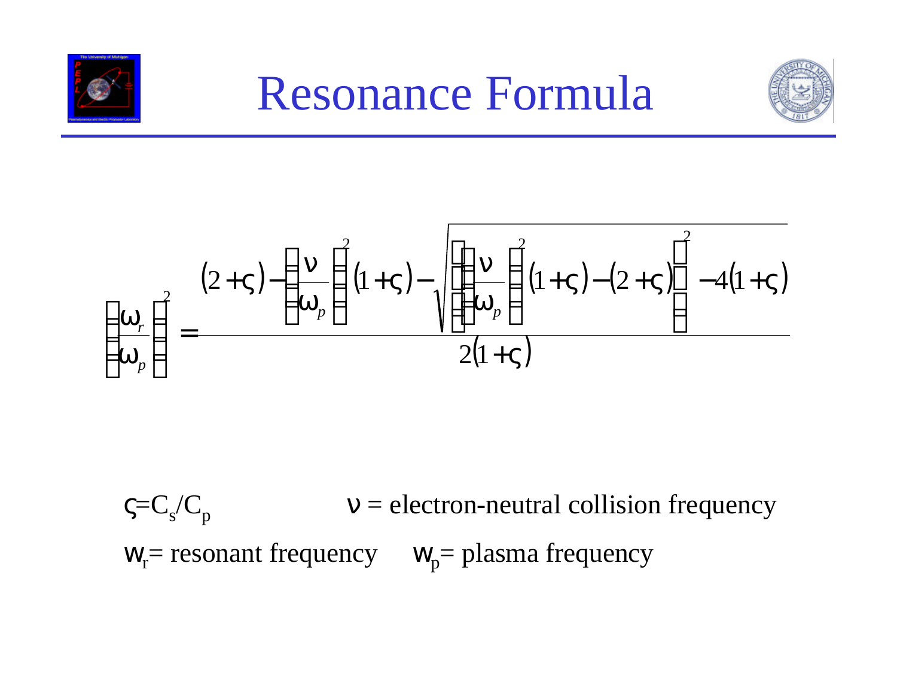# Resonance Formula

$$\left(\frac{\omega_r}{\omega_p}\right)^2 = \frac{(2+\varsigma) - \left(\frac{\nu}{\omega_p}\right)^2 (1+\varsigma) - \sqrt{\left[\left(\frac{\nu}{\omega_p}\right)^2 (1+\varsigma) - (2+\varsigma)\right]^2 - 4(1+\varsigma)}}{2(1+\varsigma)}$$

$\varsigma = C_s/C_p$ $\nu$ = electron-neutral collision frequency

$\omega_r$ = resonant frequency $\omega_p$ = plasma frequency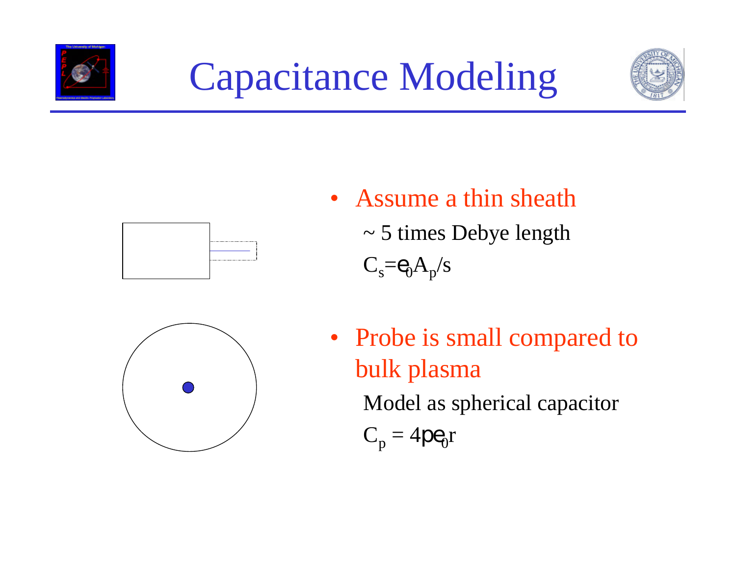# Capacitance Modeling

- Assume a thin sheath

  ~ 5 times Debye length

  $C_s = \varepsilon_0 A_p / s$

- Probe is small compared to bulk plasma

  Model as spherical capacitor

  $C_p = 4\pi\varepsilon_0 r$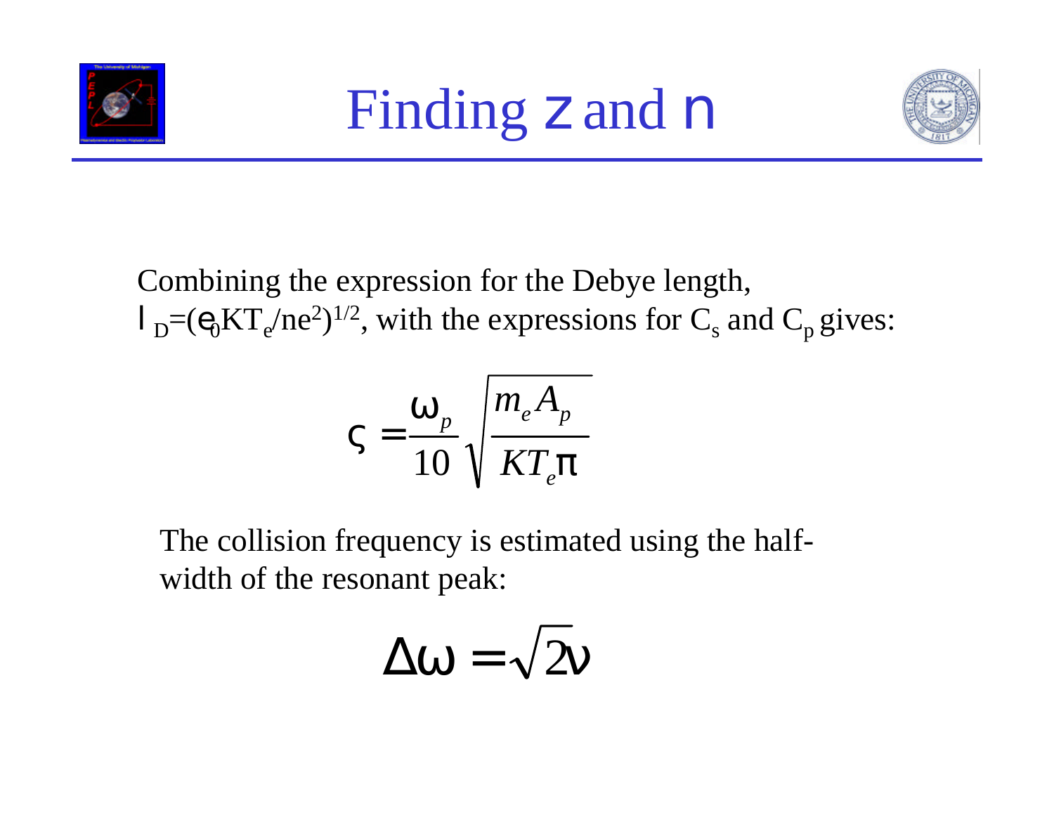# Finding $\zeta$ and $\nu$

Combining the expression for the Debye length, $\lambda_D=(\varepsilon_0 KT_e/ne^2)^{1/2}$, with the expressions for $C_s$ and $C_p$ gives:

$$\zeta = \frac{\omega_p}{10}\sqrt{\frac{m_e A_p}{KT_e \pi}}$$

The collision frequency is estimated using the half-width of the resonant peak:

$$\Delta\omega = \sqrt{2}\nu$$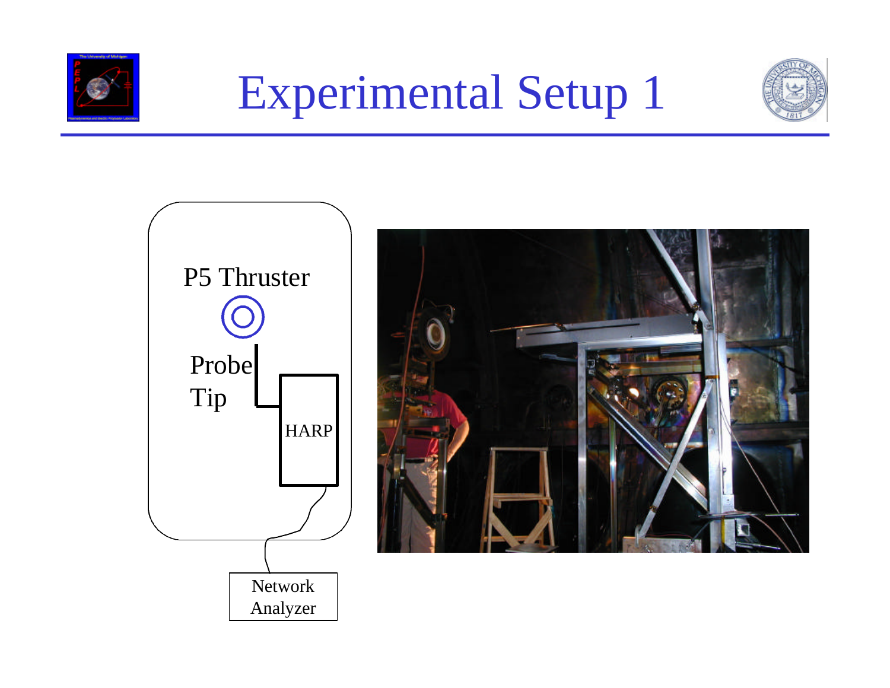# Experimental Setup 1

P5 Thruster

Probe Tip

HARP

Network Analyzer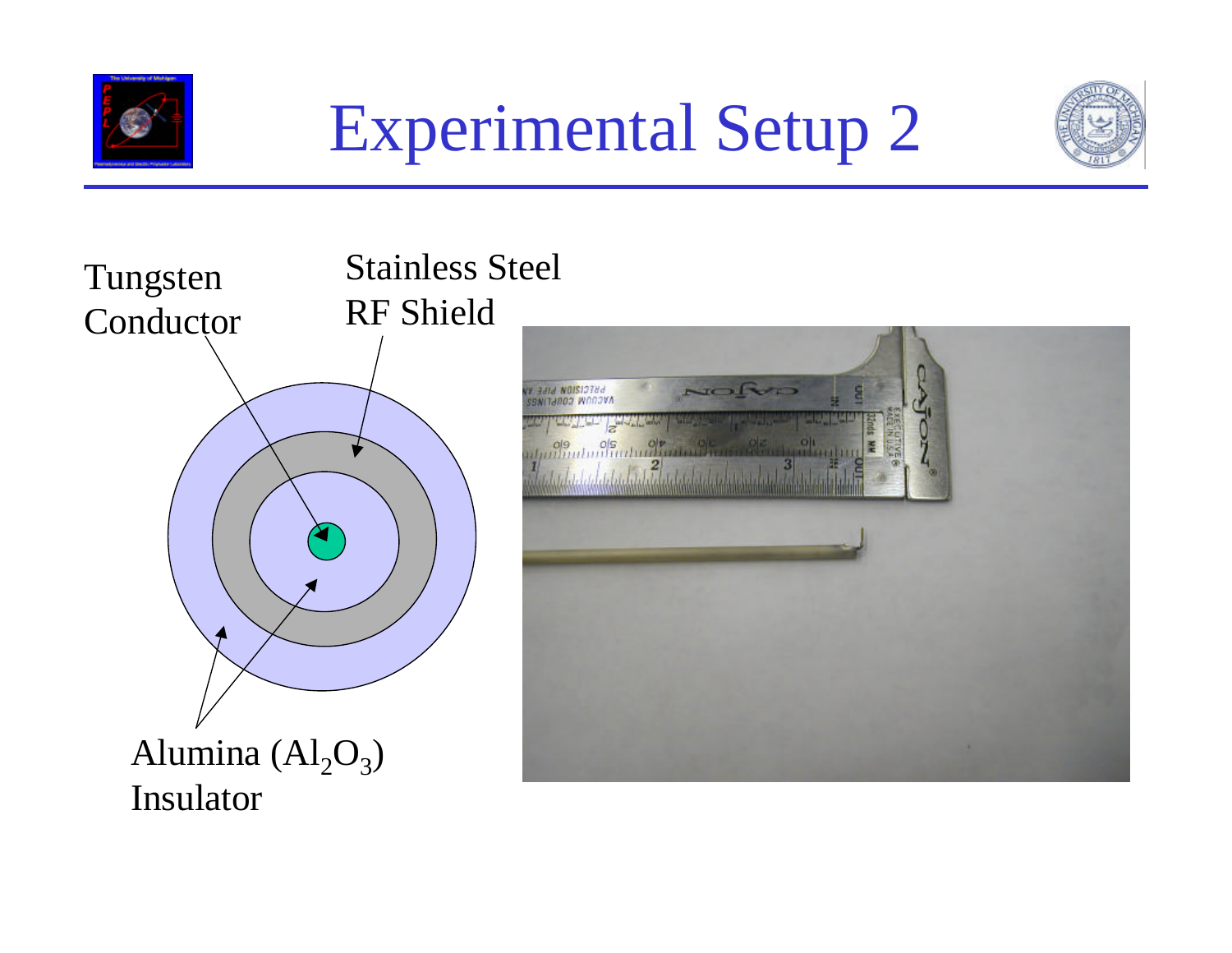# Experimental Setup 2

Tungsten Conductor

Stainless Steel RF Shield

Alumina ($Al_2O_3$) Insulator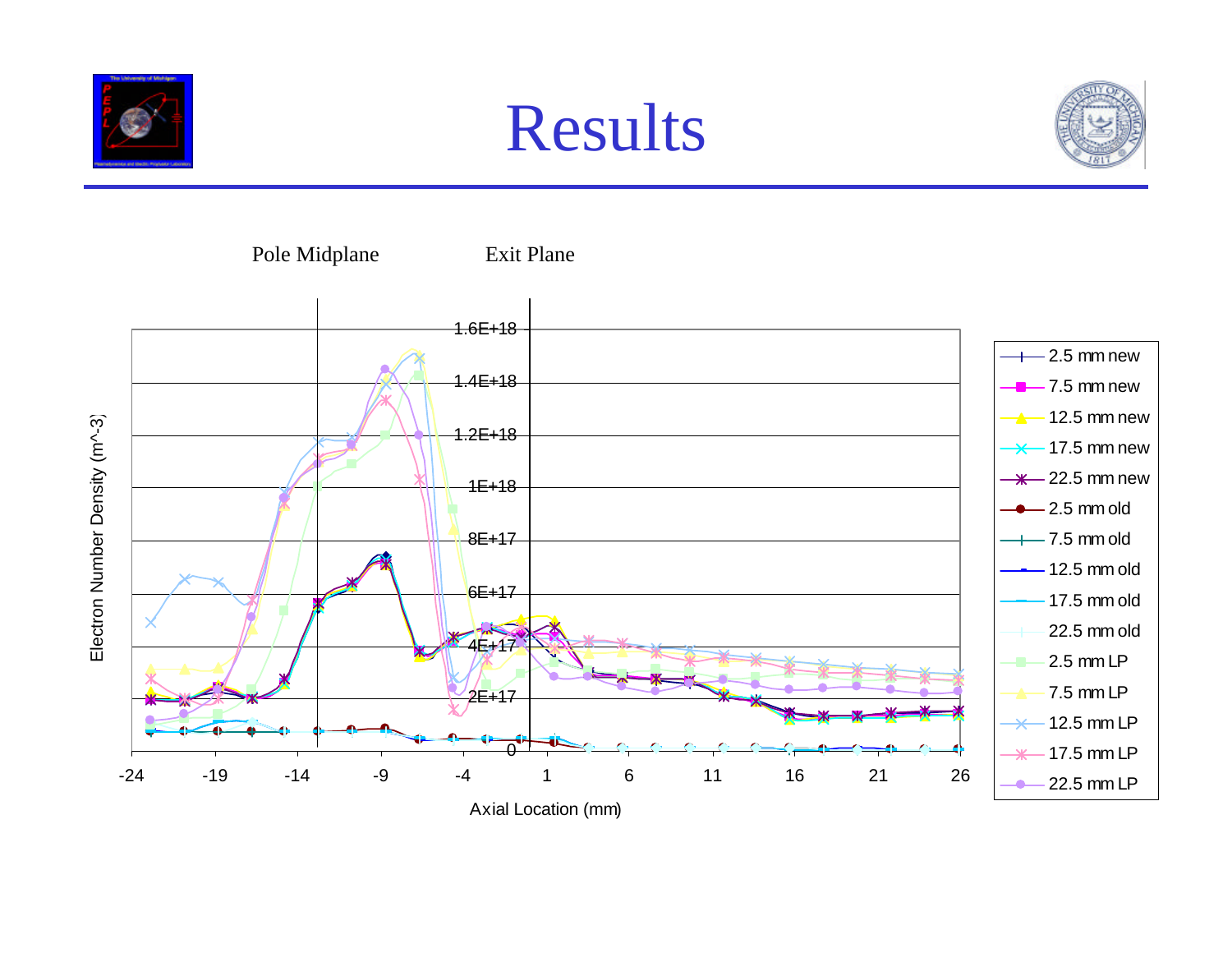# Results

Pole Midplane Exit Plane

Electron Number Density (m^-3)

Axial Location (mm)

Legend: 2.5 mm new, 7.5 mm new, 12.5 mm new, 17.5 mm new, 22.5 mm new, 2.5 mm old, 7.5 mm old, 12.5 mm old, 17.5 mm old, 22.5 mm old, 2.5 mm LP, 7.5 mm LP, 12.5 mm LP, 17.5 mm LP, 22.5 mm LP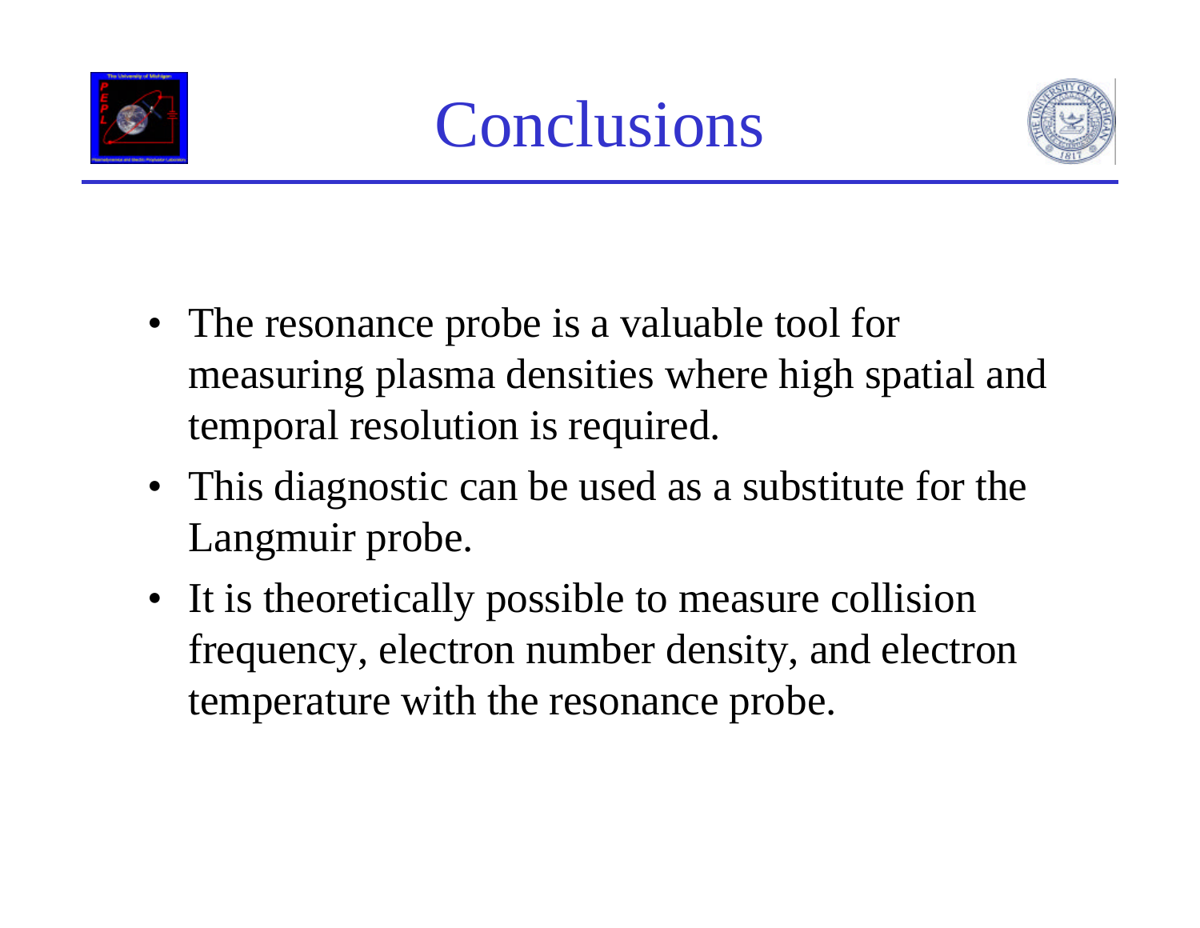# Conclusions

- The resonance probe is a valuable tool for measuring plasma densities where high spatial and temporal resolution is required.
- This diagnostic can be used as a substitute for the Langmuir probe.
- It is theoretically possible to measure collision frequency, electron number density, and electron temperature with the resonance probe.